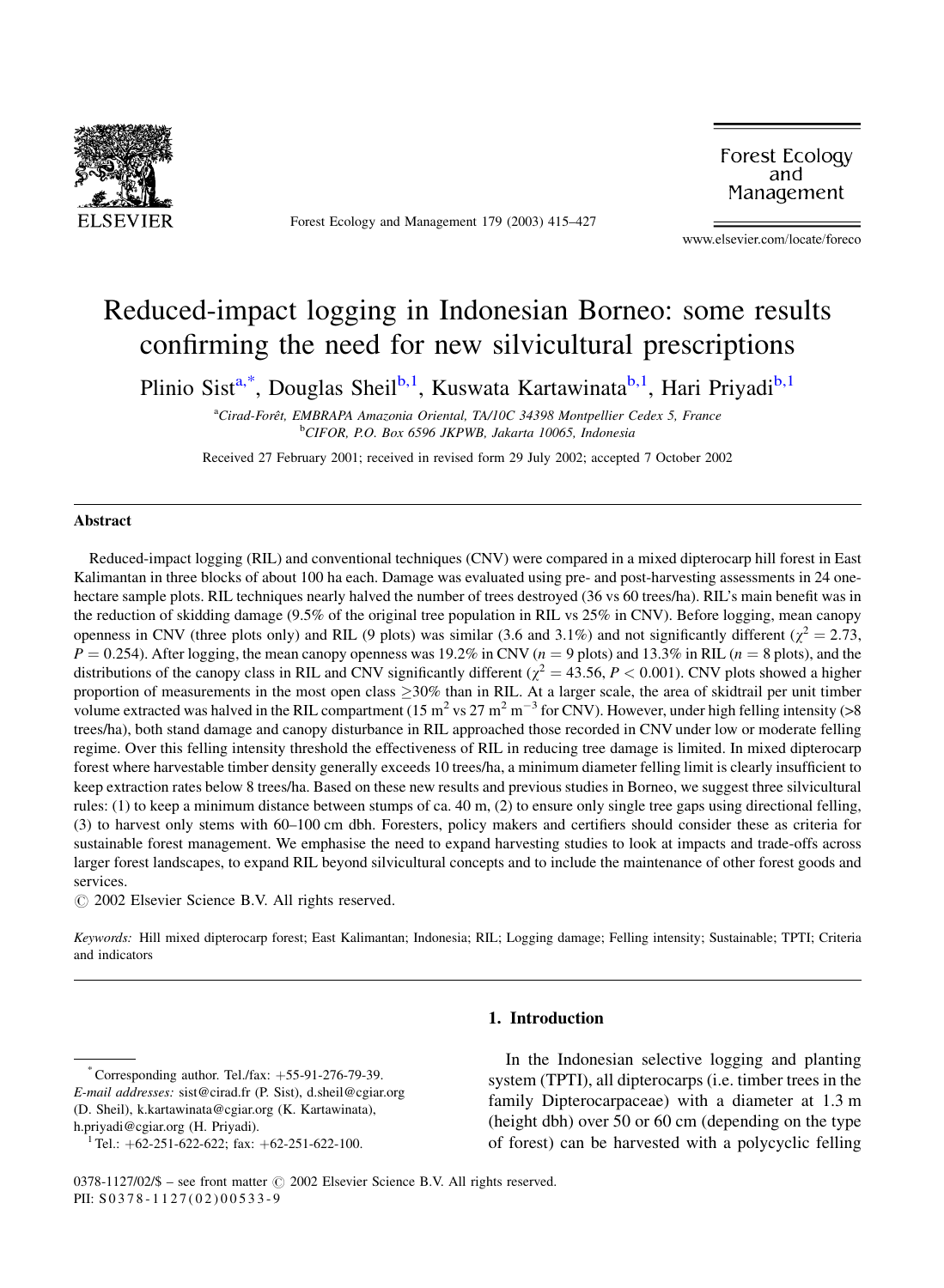# Reduced-impact logging in Indonesian Borneo: some results confirming the need for new silvicultural prescriptions

Plinio Sist[a,*], Douglas Sheil[b,1], Kuswata Kartawinata[b,1], Hari Priyadi[b,1]

[a]Cirad-Forêt, EMBRAPA Amazonia Oriental, TA/10C 34398 Montpellier Cedex 5, France
[b]CIFOR, P.O. Box 6596 JKPWB, Jakarta 10065, Indonesia

Received 27 February 2001; received in revised form 29 July 2002; accepted 7 October 2002

## Abstract

Reduced-impact logging (RIL) and conventional techniques (CNV) were compared in a mixed dipterocarp hill forest in East Kalimantan in three blocks of about 100 ha each. Damage was evaluated using pre- and post-harvesting assessments in 24 one-hectare sample plots. RIL techniques nearly halved the number of trees destroyed (36 vs 60 trees/ha). RIL's main benefit was in the reduction of skidding damage (9.5% of the original tree population in RIL vs 25% in CNV). Before logging, mean canopy openness in CNV (three plots only) and RIL (9 plots) was similar (3.6 and 3.1%) and not significantly different ($\chi^2 = 2.73$, $P = 0.254$). After logging, the mean canopy openness was 19.2% in CNV ($n = 9$ plots) and 13.3% in RIL ($n = 8$ plots), and the distributions of the canopy class in RIL and CNV significantly different ($\chi^2 = 43.56$, $P < 0.001$). CNV plots showed a higher proportion of measurements in the most open class $\geq$30% than in RIL. At a larger scale, the area of skidtrail per unit timber volume extracted was halved in the RIL compartment (15 $m^2$ vs 27 $m^2\,m^{-3}$ for CNV). However, under high felling intensity (>8 trees/ha), both stand damage and canopy disturbance in RIL approached those recorded in CNV under low or moderate felling regime. Over this felling intensity threshold the effectiveness of RIL in reducing tree damage is limited. In mixed dipterocarp forest where harvestable timber density generally exceeds 10 trees/ha, a minimum diameter felling limit is clearly insufficient to keep extraction rates below 8 trees/ha. Based on these new results and previous studies in Borneo, we suggest three silvicultural rules: (1) to keep a minimum distance between stumps of ca. 40 m, (2) to ensure only single tree gaps using directional felling, (3) to harvest only stems with 60–100 cm dbh. Foresters, policy makers and certifiers should consider these as criteria for sustainable forest management. We emphasise the need to expand harvesting studies to look at impacts and trade-offs across larger forest landscapes, to expand RIL beyond silvicultural concepts and to include the maintenance of other forest goods and services.

© 2002 Elsevier Science B.V. All rights reserved.

*Keywords:* Hill mixed dipterocarp forest; East Kalimantan; Indonesia; RIL; Logging damage; Felling intensity; Sustainable; TPTI; Criteria and indicators

## 1. Introduction

In the Indonesian selective logging and planting system (TPTI), all dipterocarps (i.e. timber trees in the family Dipterocarpaceae) with a diameter at 1.3 m (height dbh) over 50 or 60 cm (depending on the type of forest) can be harvested with a polycyclic felling

---

* Corresponding author. Tel./fax: +55-91-276-79-39.
*E-mail addresses:* sist@cirad.fr (P. Sist), d.sheil@cgiar.org (D. Sheil), k.kartawinata@cgiar.org (K. Kartawinata), h.priyadi@cgiar.org (H. Priyadi).
[1] Tel.: +62-251-622-622; fax: +62-251-622-100.

0378-1127/02/$ – see front matter © 2002 Elsevier Science B.V. All rights reserved.
PII: S0378-1127(02)00533-9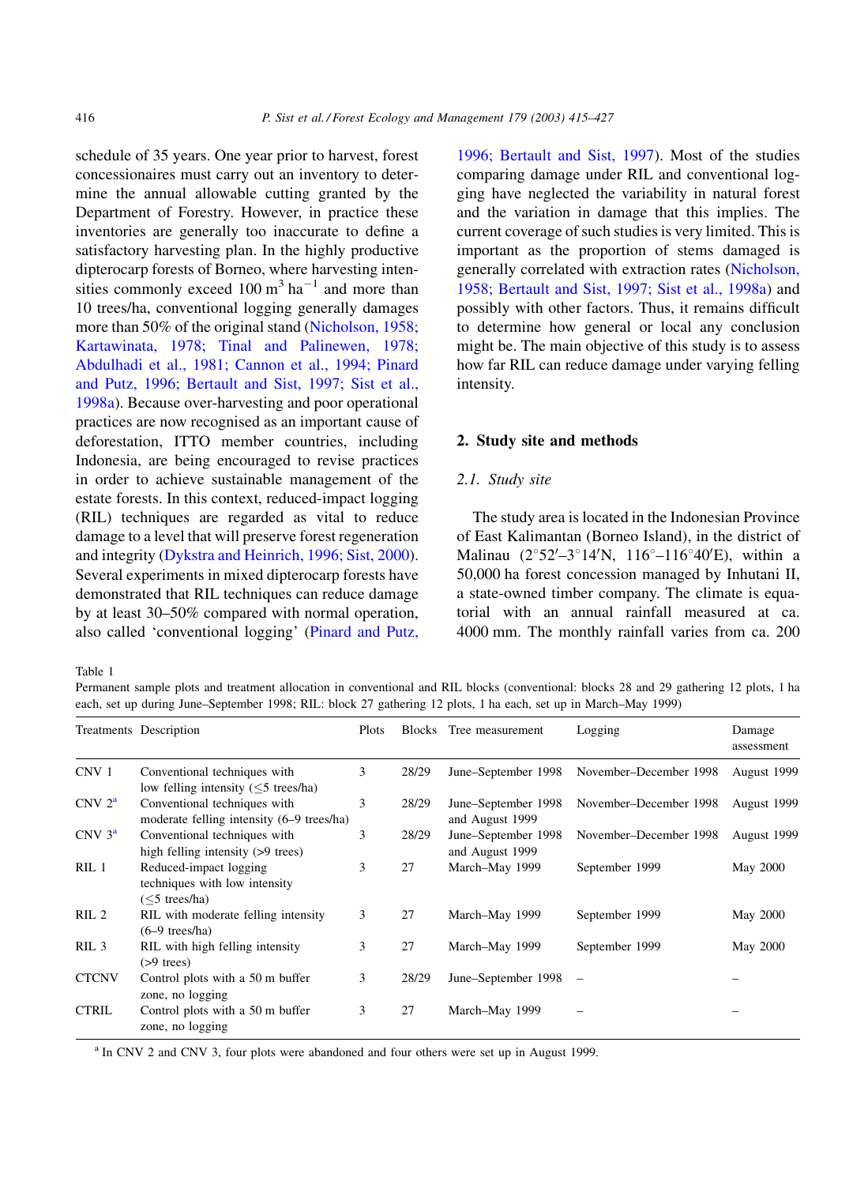schedule of 35 years. One year prior to harvest, forest concessionaires must carry out an inventory to determine the annual allowable cutting granted by the Department of Forestry. However, in practice these inventories are generally too inaccurate to define a satisfactory harvesting plan. In the highly productive dipterocarp forests of Borneo, where harvesting intensities commonly exceed 100 $m^3$ $ha^{-1}$ and more than 10 trees/ha, conventional logging generally damages more than 50% of the original stand (Nicholson, 1958; Kartawinata, 1978; Tinal and Palinewen, 1978; Abdulhadi et al., 1981; Cannon et al., 1994; Pinard and Putz, 1996; Bertault and Sist, 1997; Sist et al., 1998a). Because over-harvesting and poor operational practices are now recognised as an important cause of deforestation, ITTO member countries, including Indonesia, are being encouraged to revise practices in order to achieve sustainable management of the estate forests. In this context, reduced-impact logging (RIL) techniques are regarded as vital to reduce damage to a level that will preserve forest regeneration and integrity (Dykstra and Heinrich, 1996; Sist, 2000). Several experiments in mixed dipterocarp forests have demonstrated that RIL techniques can reduce damage by at least 30–50% compared with normal operation, also called 'conventional logging' (Pinard and Putz, 1996; Bertault and Sist, 1997). Most of the studies comparing damage under RIL and conventional logging have neglected the variability in natural forest and the variation in damage that this implies. The current coverage of such studies is very limited. This is important as the proportion of stems damaged is generally correlated with extraction rates (Nicholson, 1958; Bertault and Sist, 1997; Sist et al., 1998a) and possibly with other factors. Thus, it remains difficult to determine how general or local any conclusion might be. The main objective of this study is to assess how far RIL can reduce damage under varying felling intensity.

## 2. Study site and methods

### 2.1. Study site

The study area is located in the Indonesian Province of East Kalimantan (Borneo Island), in the district of Malinau (2°52′–3°14′N, 116°–116°40′E), within a 50,000 ha forest concession managed by Inhutani II, a state-owned timber company. The climate is equatorial with an annual rainfall measured at ca. 4000 mm. The monthly rainfall varies from ca. 200

Table 1
Permanent sample plots and treatment allocation in conventional and RIL blocks (conventional: blocks 28 and 29 gathering 12 plots, 1 ha each, set up during June–September 1998; RIL: block 27 gathering 12 plots, 1 ha each, set up in March–May 1999)

| Treatments | Description | Plots | Blocks | Tree measurement | Logging | Damage assessment |
|---|---|---|---|---|---|---|
| CNV 1 | Conventional techniques with low felling intensity (≤5 trees/ha) | 3 | 28/29 | June–September 1998 | November–December 1998 | August 1999 |
| CNV 2[a] | Conventional techniques with moderate felling intensity (6–9 trees/ha) | 3 | 28/29 | June–September 1998 and August 1999 | November–December 1998 | August 1999 |
| CNV 3[a] | Conventional techniques with high felling intensity (>9 trees) | 3 | 28/29 | June–September 1998 and August 1999 | November–December 1998 | August 1999 |
| RIL 1 | Reduced-impact logging techniques with low intensity (≤5 trees/ha) | 3 | 27 | March–May 1999 | September 1999 | May 2000 |
| RIL 2 | RIL with moderate felling intensity (6–9 trees/ha) | 3 | 27 | March–May 1999 | September 1999 | May 2000 |
| RIL 3 | RIL with high felling intensity (>9 trees) | 3 | 27 | March–May 1999 | September 1999 | May 2000 |
| CTCNV | Control plots with a 50 m buffer zone, no logging | 3 | 28/29 | June–September 1998 | – | – |
| CTRIL | Control plots with a 50 m buffer zone, no logging | 3 | 27 | March–May 1999 | – | – |

[a] In CNV 2 and CNV 3, four plots were abandoned and four others were set up in August 1999.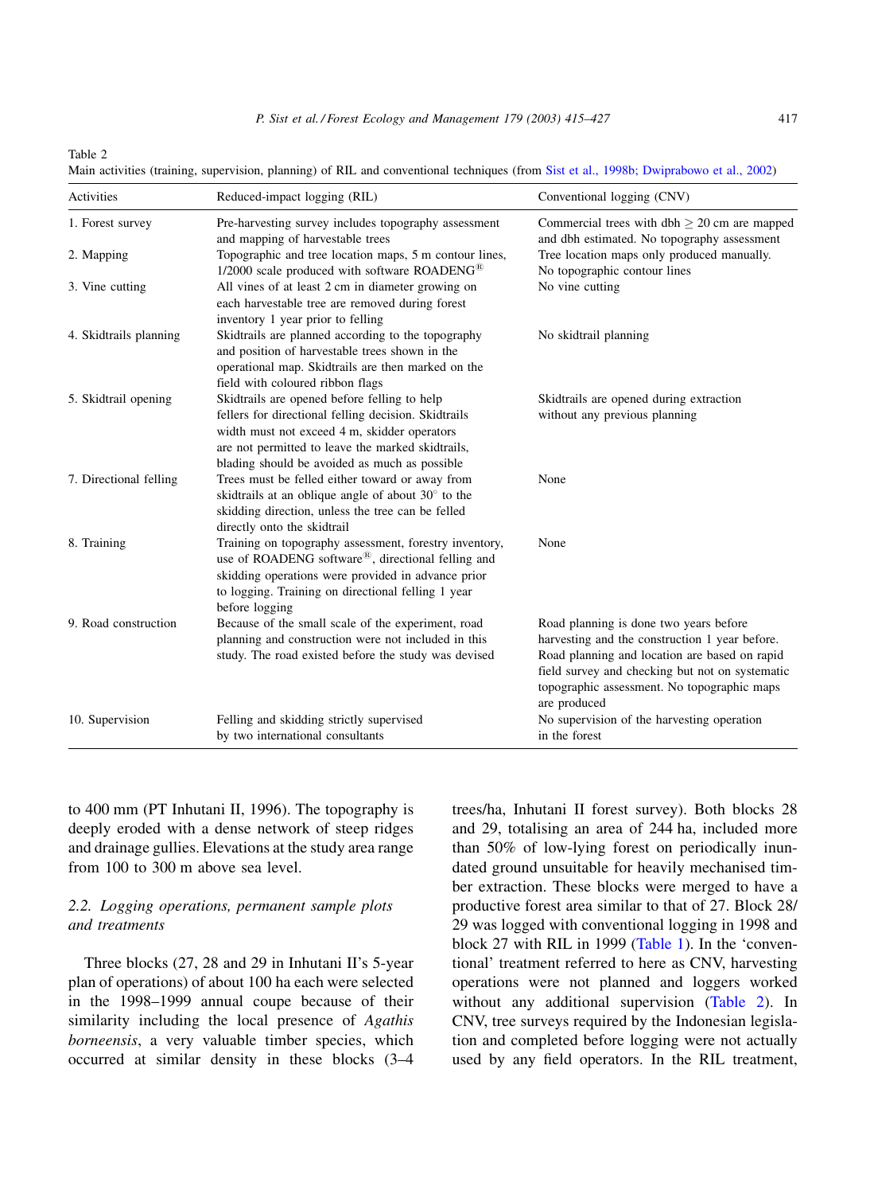Table 2
Main activities (training, supervision, planning) of RIL and conventional techniques (from Sist et al., 1998b; Dwiprabowo et al., 2002)

| Activities | Reduced-impact logging (RIL) | Conventional logging (CNV) |
|---|---|---|
| 1. Forest survey | Pre-harvesting survey includes topography assessment and mapping of harvestable trees | Commercial trees with dbh $\geq$ 20 cm are mapped and dbh estimated. No topography assessment |
| 2. Mapping | Topographic and tree location maps, 5 m contour lines, 1/2000 scale produced with software ROADENG® | Tree location maps only produced manually. No topographic contour lines |
| 3. Vine cutting | All vines of at least 2 cm in diameter growing on each harvestable tree are removed during forest inventory 1 year prior to felling | No vine cutting |
| 4. Skidtrails planning | Skidtrails are planned according to the topography and position of harvestable trees shown in the operational map. Skidtrails are then marked on the field with coloured ribbon flags | No skidtrail planning |
| 5. Skidtrail opening | Skidtrails are opened before felling to help fellers for directional felling decision. Skidtrails width must not exceed 4 m, skidder operators are not permitted to leave the marked skidtrails, blading should be avoided as much as possible | Skidtrails are opened during extraction without any previous planning |
| 7. Directional felling | Trees must be felled either toward or away from skidtrails at an oblique angle of about 30° to the skidding direction, unless the tree can be felled directly onto the skidtrail | None |
| 8. Training | Training on topography assessment, forestry inventory, use of ROADENG software®, directional felling and skidding operations were provided in advance prior to logging. Training on directional felling 1 year before logging | None |
| 9. Road construction | Because of the small scale of the experiment, road planning and construction were not included in this study. The road existed before the study was devised | Road planning is done two years before harvesting and the construction 1 year before. Road planning and location are based on rapid field survey and checking but not on systematic topographic assessment. No topographic maps are produced |
| 10. Supervision | Felling and skidding strictly supervised by two international consultants | No supervision of the harvesting operation in the forest |

to 400 mm (PT Inhutani II, 1996). The topography is deeply eroded with a dense network of steep ridges and drainage gullies. Elevations at the study area range from 100 to 300 m above sea level.

### 2.2. Logging operations, permanent sample plots and treatments

Three blocks (27, 28 and 29 in Inhutani II's 5-year plan of operations) of about 100 ha each were selected in the 1998–1999 annual coupe because of their similarity including the local presence of *Agathis borneensis*, a very valuable timber species, which occurred at similar density in these blocks (3–4 trees/ha, Inhutani II forest survey). Both blocks 28 and 29, totalising an area of 244 ha, included more than 50% of low-lying forest on periodically inundated ground unsuitable for heavily mechanised timber extraction. These blocks were merged to have a productive forest area similar to that of 27. Block 28/29 was logged with conventional logging in 1998 and block 27 with RIL in 1999 (Table 1). In the 'conventional' treatment referred to here as CNV, harvesting operations were not planned and loggers worked without any additional supervision (Table 2). In CNV, tree surveys required by the Indonesian legislation and completed before logging were not actually used by any field operators. In the RIL treatment,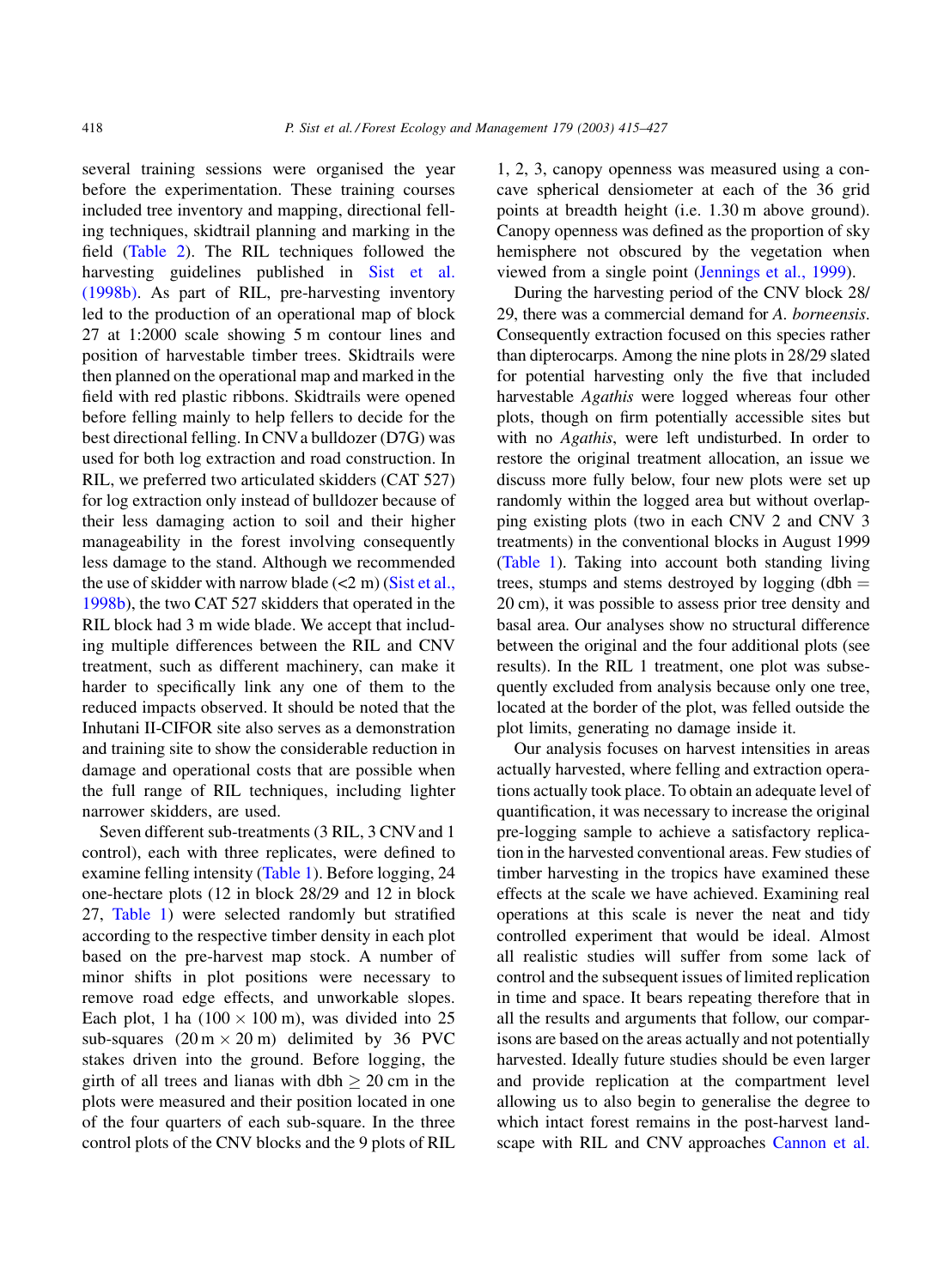several training sessions were organised the year before the experimentation. These training courses included tree inventory and mapping, directional felling techniques, skidtrail planning and marking in the field (Table 2). The RIL techniques followed the harvesting guidelines published in Sist et al. (1998b). As part of RIL, pre-harvesting inventory led to the production of an operational map of block 27 at 1:2000 scale showing 5 m contour lines and position of harvestable timber trees. Skidtrails were then planned on the operational map and marked in the field with red plastic ribbons. Skidtrails were opened before felling mainly to help fellers to decide for the best directional felling. In CNV a bulldozer (D7G) was used for both log extraction and road construction. In RIL, we preferred two articulated skidders (CAT 527) for log extraction only instead of bulldozer because of their less damaging action to soil and their higher manageability in the forest involving consequently less damage to the stand. Although we recommended the use of skidder with narrow blade (<2 m) (Sist et al., 1998b), the two CAT 527 skidders that operated in the RIL block had 3 m wide blade. We accept that including multiple differences between the RIL and CNV treatment, such as different machinery, can make it harder to specifically link any one of them to the reduced impacts observed. It should be noted that the Inhutani II-CIFOR site also serves as a demonstration and training site to show the considerable reduction in damage and operational costs that are possible when the full range of RIL techniques, including lighter narrower skidders, are used.

Seven different sub-treatments (3 RIL, 3 CNV and 1 control), each with three replicates, were defined to examine felling intensity (Table 1). Before logging, 24 one-hectare plots (12 in block 28/29 and 12 in block 27, Table 1) were selected randomly but stratified according to the respective timber density in each plot based on the pre-harvest map stock. A number of minor shifts in plot positions were necessary to remove road edge effects, and unworkable slopes. Each plot, 1 ha ($100 \times 100$ m), was divided into 25 sub-squares ($20\,\text{m} \times 20\,\text{m}$) delimited by 36 PVC stakes driven into the ground. Before logging, the girth of all trees and lianas with dbh $\geq$ 20 cm in the plots were measured and their position located in one of the four quarters of each sub-square. In the three control plots of the CNV blocks and the 9 plots of RIL 1, 2, 3, canopy openness was measured using a concave spherical densiometer at each of the 36 grid points at breadth height (i.e. 1.30 m above ground). Canopy openness was defined as the proportion of sky hemisphere not obscured by the vegetation when viewed from a single point (Jennings et al., 1999).

During the harvesting period of the CNV block 28/29, there was a commercial demand for *A. borneensis*. Consequently extraction focused on this species rather than dipterocarps. Among the nine plots in 28/29 slated for potential harvesting only the five that included harvestable *Agathis* were logged whereas four other plots, though on firm potentially accessible sites but with no *Agathis*, were left undisturbed. In order to restore the original treatment allocation, an issue we discuss more fully below, four new plots were set up randomly within the logged area but without overlapping existing plots (two in each CNV 2 and CNV 3 treatments) in the conventional blocks in August 1999 (Table 1). Taking into account both standing living trees, stumps and stems destroyed by logging (dbh = 20 cm), it was possible to assess prior tree density and basal area. Our analyses show no structural difference between the original and the four additional plots (see results). In the RIL 1 treatment, one plot was subsequently excluded from analysis because only one tree, located at the border of the plot, was felled outside the plot limits, generating no damage inside it.

Our analysis focuses on harvest intensities in areas actually harvested, where felling and extraction operations actually took place. To obtain an adequate level of quantification, it was necessary to increase the original pre-logging sample to achieve a satisfactory replication in the harvested conventional areas. Few studies of timber harvesting in the tropics have examined these effects at the scale we have achieved. Examining real operations at this scale is never the neat and tidy controlled experiment that would be ideal. Almost all realistic studies will suffer from some lack of control and the subsequent issues of limited replication in time and space. It bears repeating therefore that in all the results and arguments that follow, our comparisons are based on the areas actually and not potentially harvested. Ideally future studies should be even larger and provide replication at the compartment level allowing us to also begin to generalise the degree to which intact forest remains in the post-harvest landscape with RIL and CNV approaches Cannon et al.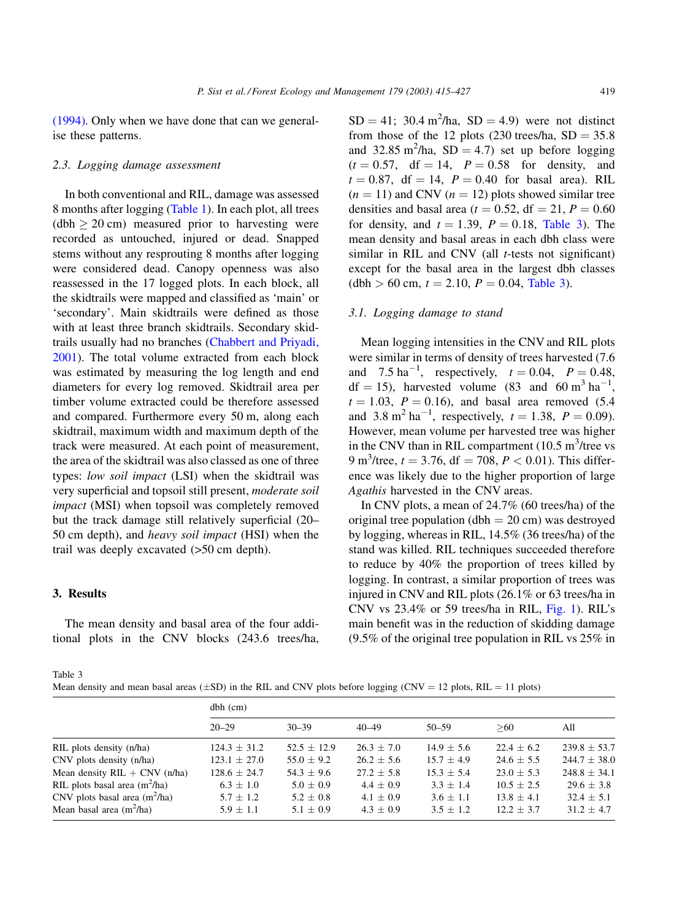(1994). Only when we have done that can we generalise these patterns.

### 2.3. Logging damage assessment

In both conventional and RIL, damage was assessed 8 months after logging (Table 1). In each plot, all trees (dbh $\geq$ 20 cm) measured prior to harvesting were recorded as untouched, injured or dead. Snapped stems without any resprouting 8 months after logging were considered dead. Canopy openness was also reassessed in the 17 logged plots. In each block, all the skidtrails were mapped and classified as 'main' or 'secondary'. Main skidtrails were defined as those with at least three branch skidtrails. Secondary skidtrails usually had no branches (Chabbert and Priyadi, 2001). The total volume extracted from each block was estimated by measuring the log length and end diameters for every log removed. Skidtrail area per timber volume extracted could be therefore assessed and compared. Furthermore every 50 m, along each skidtrail, maximum width and maximum depth of the track were measured. At each point of measurement, the area of the skidtrail was also classed as one of three types: *low soil impact* (LSI) when the skidtrail was very superficial and topsoil still present, *moderate soil impact* (MSI) when topsoil was completely removed but the track damage still relatively superficial (20–50 cm depth), and *heavy soil impact* (HSI) when the trail was deeply excavated (>50 cm depth).

## 3. Results

The mean density and basal area of the four additional plots in the CNV blocks (243.6 trees/ha, SD = 41; 30.4 m$^2$/ha, SD = 4.9) were not distinct from those of the 12 plots (230 trees/ha, SD = 35.8 and 32.85 m$^2$/ha, SD = 4.7) set up before logging ($t = 0.57$, df = 14, $P = 0.58$ for density, and $t = 0.87$, df = 14, $P = 0.40$ for basal area). RIL ($n = 11$) and CNV ($n = 12$) plots showed similar tree densities and basal area ($t = 0.52$, df = 21, $P = 0.60$ for density, and $t = 1.39$, $P = 0.18$, Table 3). The mean density and basal areas in each dbh class were similar in RIL and CNV (all *t*-tests not significant) except for the basal area in the largest dbh classes (dbh > 60 cm, $t = 2.10$, $P = 0.04$, Table 3).

### 3.1. Logging damage to stand

Mean logging intensities in the CNV and RIL plots were similar in terms of density of trees harvested (7.6 and 7.5 ha$^{-1}$, respectively, $t = 0.04$, $P = 0.48$, df = 15), harvested volume (83 and 60 m$^3$ ha$^{-1}$, $t = 1.03$, $P = 0.16$), and basal area removed (5.4 and 3.8 m$^2$ ha$^{-1}$, respectively, $t = 1.38$, $P = 0.09$). However, mean volume per harvested tree was higher in the CNV than in RIL compartment (10.5 m$^3$/tree vs 9 m$^3$/tree, $t = 3.76$, df = 708, $P < 0.01$). This difference was likely due to the higher proportion of large *Agathis* harvested in the CNV areas.

In CNV plots, a mean of 24.7% (60 trees/ha) of the original tree population (dbh = 20 cm) was destroyed by logging, whereas in RIL, 14.5% (36 trees/ha) of the stand was killed. RIL techniques succeeded therefore to reduce by 40% the proportion of trees killed by logging. In contrast, a similar proportion of trees was injured in CNV and RIL plots (26.1% or 63 trees/ha in CNV vs 23.4% or 59 trees/ha in RIL, Fig. 1). RIL's main benefit was in the reduction of skidding damage (9.5% of the original tree population in RIL vs 25% in

Table 3
Mean density and mean basal areas (±SD) in the RIL and CNV plots before logging (CNV = 12 plots, RIL = 11 plots)

| | dbh (cm) | | | | | |
|---|---|---|---|---|---|---|
| | 20–29 | 30–39 | 40–49 | 50–59 | ≥60 | All |
| RIL plots density (n/ha) | 124.3 ± 31.2 | 52.5 ± 12.9 | 26.3 ± 7.0 | 14.9 ± 5.6 | 22.4 ± 6.2 | 239.8 ± 53.7 |
| CNV plots density (n/ha) | 123.1 ± 27.0 | 55.0 ± 9.2 | 26.2 ± 5.6 | 15.7 ± 4.9 | 24.6 ± 5.5 | 244.7 ± 38.0 |
| Mean density RIL + CNV (n/ha) | 128.6 ± 24.7 | 54.3 ± 9.6 | 27.2 ± 5.8 | 15.3 ± 5.4 | 23.0 ± 5.3 | 248.8 ± 34.1 |
| RIL plots basal area (m$^2$/ha) | 6.3 ± 1.0 | 5.0 ± 0.9 | 4.4 ± 0.9 | 3.3 ± 1.4 | 10.5 ± 2.5 | 29.6 ± 3.8 |
| CNV plots basal area (m$^2$/ha) | 5.7 ± 1.2 | 5.2 ± 0.8 | 4.1 ± 0.9 | 3.6 ± 1.1 | 13.8 ± 4.1 | 32.4 ± 5.1 |
| Mean basal area (m$^2$/ha) | 5.9 ± 1.1 | 5.1 ± 0.9 | 4.3 ± 0.9 | 3.5 ± 1.2 | 12.2 ± 3.7 | 31.2 ± 4.7 |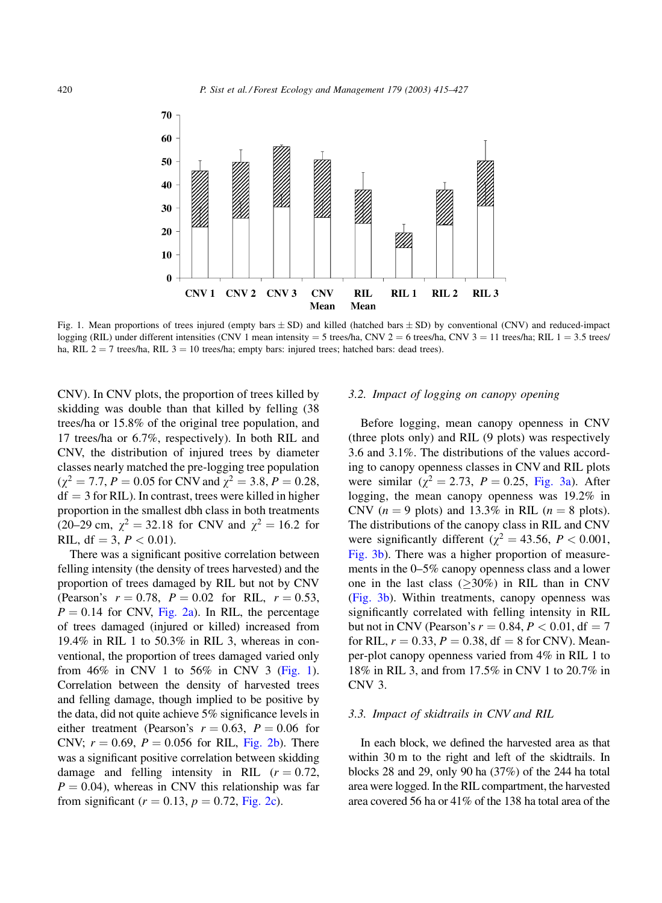Fig. 1. Mean proportions of trees injured (empty bars ± SD) and killed (hatched bars ± SD) by conventional (CNV) and reduced-impact logging (RIL) under different intensities (CNV 1 mean intensity = 5 trees/ha, CNV 2 = 6 trees/ha, CNV 3 = 11 trees/ha; RIL 1 = 3.5 trees/ha, RIL 2 = 7 trees/ha, RIL 3 = 10 trees/ha; empty bars: injured trees; hatched bars: dead trees).

CNV). In CNV plots, the proportion of trees killed by skidding was double than that killed by felling (38 trees/ha or 15.8% of the original tree population, and 17 trees/ha or 6.7%, respectively). In both RIL and CNV, the distribution of injured trees by diameter classes nearly matched the pre-logging tree population ($\chi^2 = 7.7$, $P = 0.05$ for CNV and $\chi^2 = 3.8$, $P = 0.28$, df = 3 for RIL). In contrast, trees were killed in higher proportion in the smallest dbh class in both treatments (20–29 cm, $\chi^2 = 32.18$ for CNV and $\chi^2 = 16.2$ for RIL, df = 3, $P < 0.01$).

There was a significant positive correlation between felling intensity (the density of trees harvested) and the proportion of trees damaged by RIL but not by CNV (Pearson's $r = 0.78$, $P = 0.02$ for RIL, $r = 0.53$, $P = 0.14$ for CNV, Fig. 2a). In RIL, the percentage of trees damaged (injured or killed) increased from 19.4% in RIL 1 to 50.3% in RIL 3, whereas in conventional, the proportion of trees damaged varied only from 46% in CNV 1 to 56% in CNV 3 (Fig. 1). Correlation between the density of harvested trees and felling damage, though implied to be positive by the data, did not quite achieve 5% significance levels in either treatment (Pearson's $r = 0.63$, $P = 0.06$ for CNV; $r = 0.69$, $P = 0.056$ for RIL, Fig. 2b). There was a significant positive correlation between skidding damage and felling intensity in RIL ($r = 0.72$, $P = 0.04$), whereas in CNV this relationship was far from significant ($r = 0.13$, $p = 0.72$, Fig. 2c).

### 3.2. Impact of logging on canopy opening

Before logging, mean canopy openness in CNV (three plots only) and RIL (9 plots) was respectively 3.6 and 3.1%. The distributions of the values according to canopy openness classes in CNV and RIL plots were similar ($\chi^2 = 2.73$, $P = 0.25$, Fig. 3a). After logging, the mean canopy openness was 19.2% in CNV ($n = 9$ plots) and 13.3% in RIL ($n = 8$ plots). The distributions of the canopy class in RIL and CNV were significantly different ($\chi^2 = 43.56$, $P < 0.001$, Fig. 3b). There was a higher proportion of measurements in the 0–5% canopy openness class and a lower one in the last class (≥30%) in RIL than in CNV (Fig. 3b). Within treatments, canopy openness was significantly correlated with felling intensity in RIL but not in CNV (Pearson's $r = 0.84$, $P < 0.01$, df = 7 for RIL, $r = 0.33$, $P = 0.38$, df = 8 for CNV). Mean-per-plot canopy openness varied from 4% in RIL 1 to 18% in RIL 3, and from 17.5% in CNV 1 to 20.7% in CNV 3.

### 3.3. Impact of skidtrails in CNV and RIL

In each block, we defined the harvested area as that within 30 m to the right and left of the skidtrails. In blocks 28 and 29, only 90 ha (37%) of the 244 ha total area were logged. In the RIL compartment, the harvested area covered 56 ha or 41% of the 138 ha total area of the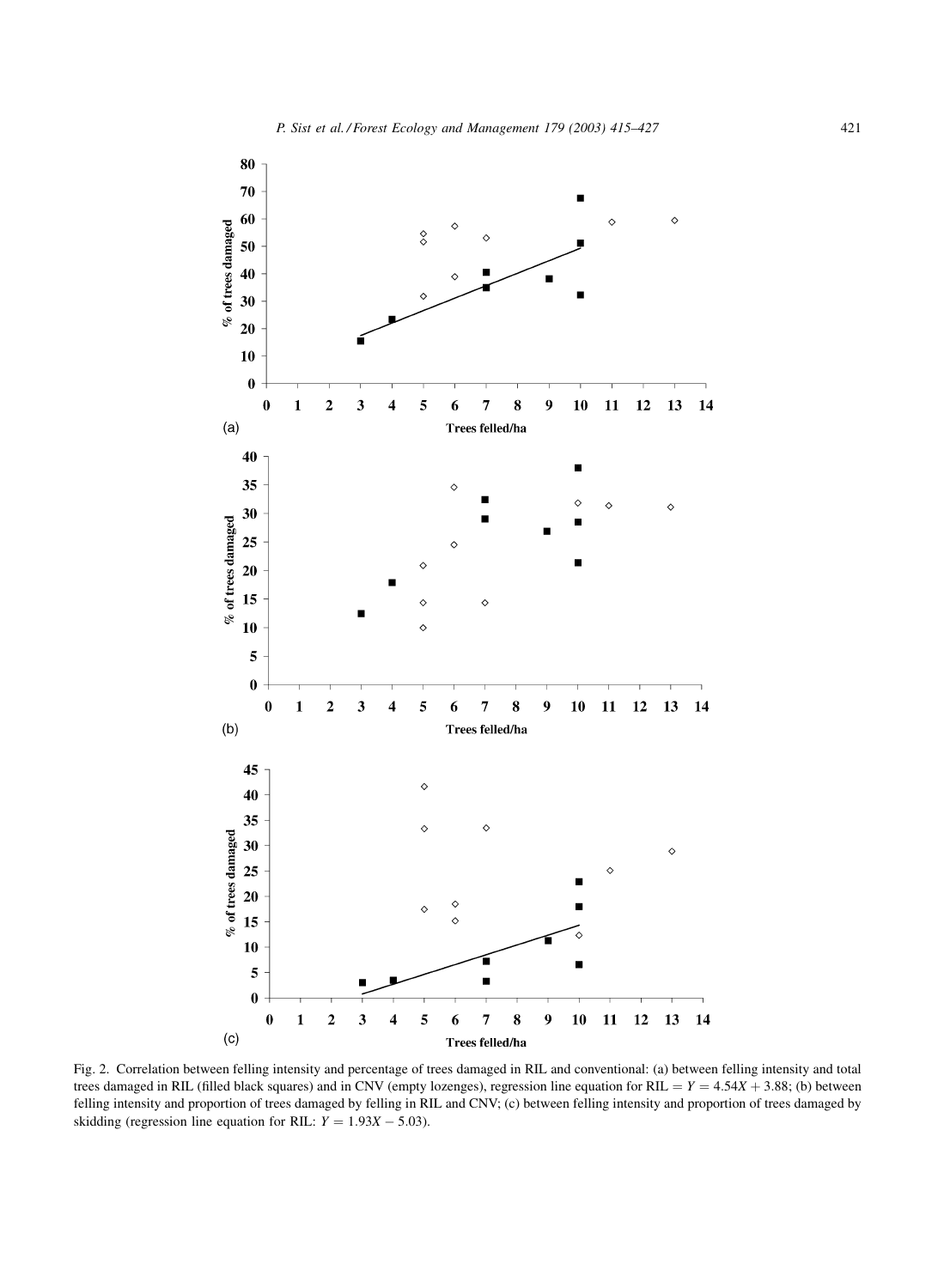Fig. 2. Correlation between felling intensity and percentage of trees damaged in RIL and conventional: (a) between felling intensity and total trees damaged in RIL (filled black squares) and in CNV (empty lozenges), regression line equation for RIL $= Y = 4.54X + 3.88$; (b) between felling intensity and proportion of trees damaged by felling in RIL and CNV; (c) between felling intensity and proportion of trees damaged by skidding (regression line equation for RIL: $Y = 1.93X - 5.03$).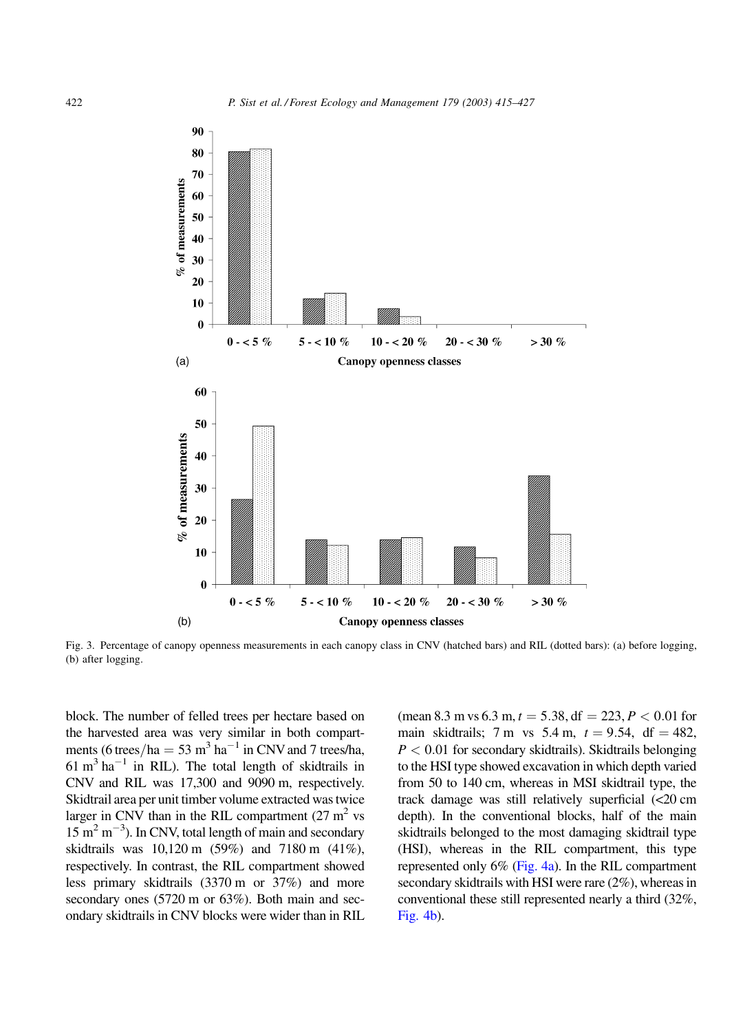Fig. 3. Percentage of canopy openness measurements in each canopy class in CNV (hatched bars) and RIL (dotted bars): (a) before logging, (b) after logging.

block. The number of felled trees per hectare based on the harvested area was very similar in both compartments (6 trees/ha = 53 $m^3$ $ha^{-1}$ in CNV and 7 trees/ha, 61 $m^3$ $ha^{-1}$ in RIL). The total length of skidtrails in CNV and RIL was 17,300 and 9090 m, respectively. Skidtrail area per unit timber volume extracted was twice larger in CNV than in the RIL compartment (27 $m^2$ vs 15 $m^2$ $m^{-3}$). In CNV, total length of main and secondary skidtrails was 10,120 m (59%) and 7180 m (41%), respectively. In contrast, the RIL compartment showed less primary skidtrails (3370 m or 37%) and more secondary ones (5720 m or 63%). Both main and secondary skidtrails in CNV blocks were wider than in RIL (mean 8.3 m vs 6.3 m, $t = 5.38$, df $= 223$, $P < 0.01$ for main skidtrails; 7 m vs 5.4 m, $t = 9.54$, df $= 482$, $P < 0.01$ for secondary skidtrails). Skidtrails belonging to the HSI type showed excavation in which depth varied from 50 to 140 cm, whereas in MSI skidtrail type, the track damage was still relatively superficial (<20 cm depth). In the conventional blocks, half of the main skidtrails belonged to the most damaging skidtrail type (HSI), whereas in the RIL compartment, this type represented only 6% (Fig. 4a). In the RIL compartment secondary skidtrails with HSI were rare (2%), whereas in conventional these still represented nearly a third (32%, Fig. 4b).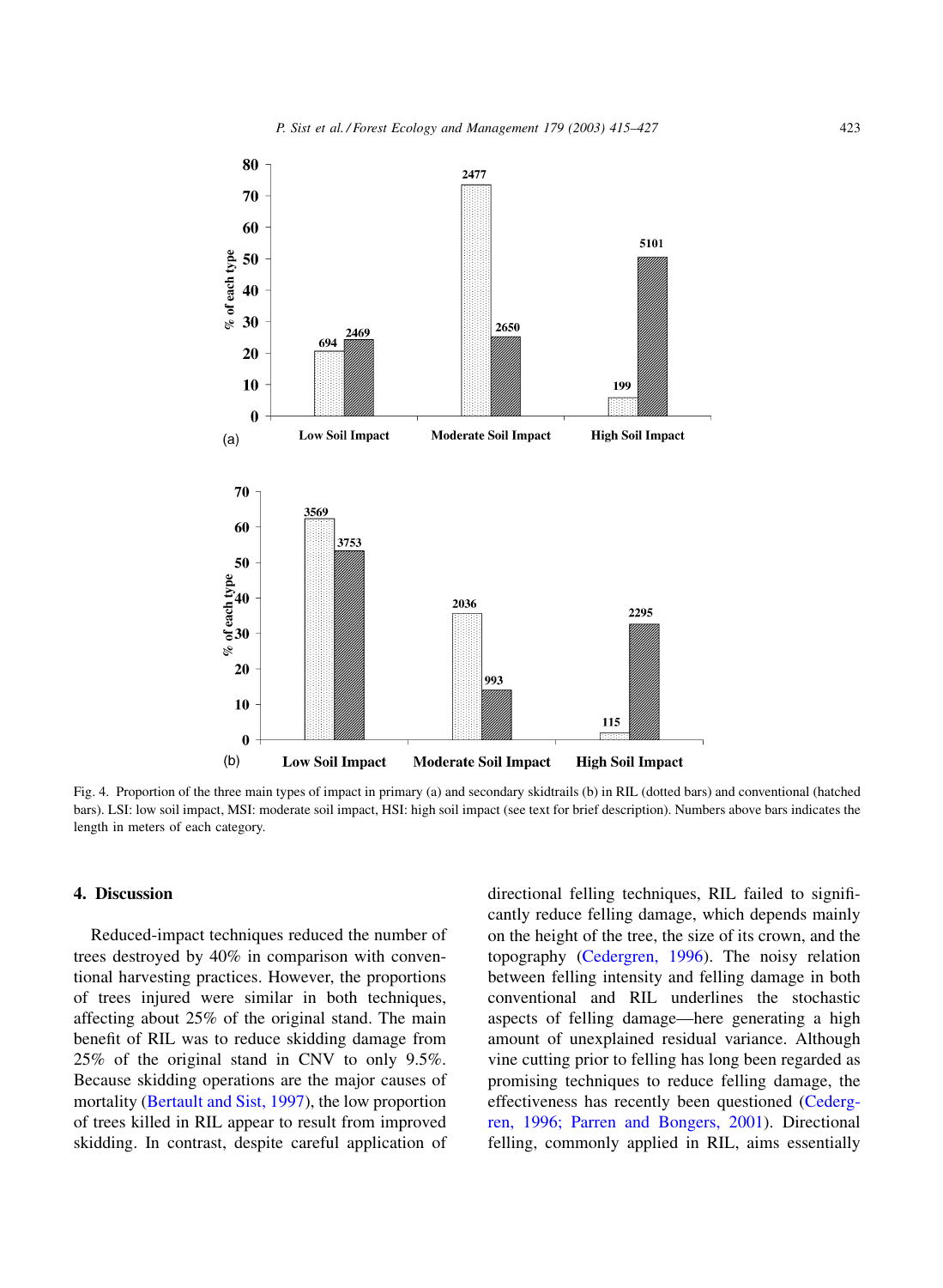Fig. 4. Proportion of the three main types of impact in primary (a) and secondary skidtrails (b) in RIL (dotted bars) and conventional (hatched bars). LSI: low soil impact, MSI: moderate soil impact, HSI: high soil impact (see text for brief description). Numbers above bars indicates the length in meters of each category.

## 4. Discussion

Reduced-impact techniques reduced the number of trees destroyed by 40% in comparison with conventional harvesting practices. However, the proportions of trees injured were similar in both techniques, affecting about 25% of the original stand. The main benefit of RIL was to reduce skidding damage from 25% of the original stand in CNV to only 9.5%. Because skidding operations are the major causes of mortality (Bertault and Sist, 1997), the low proportion of trees killed in RIL appear to result from improved skidding. In contrast, despite careful application of directional felling techniques, RIL failed to significantly reduce felling damage, which depends mainly on the height of the tree, the size of its crown, and the topography (Cedergren, 1996). The noisy relation between felling intensity and felling damage in both conventional and RIL underlines the stochastic aspects of felling damage—here generating a high amount of unexplained residual variance. Although vine cutting prior to felling has long been regarded as promising techniques to reduce felling damage, the effectiveness has recently been questioned (Cedergren, 1996; Parren and Bongers, 2001). Directional felling, commonly applied in RIL, aims essentially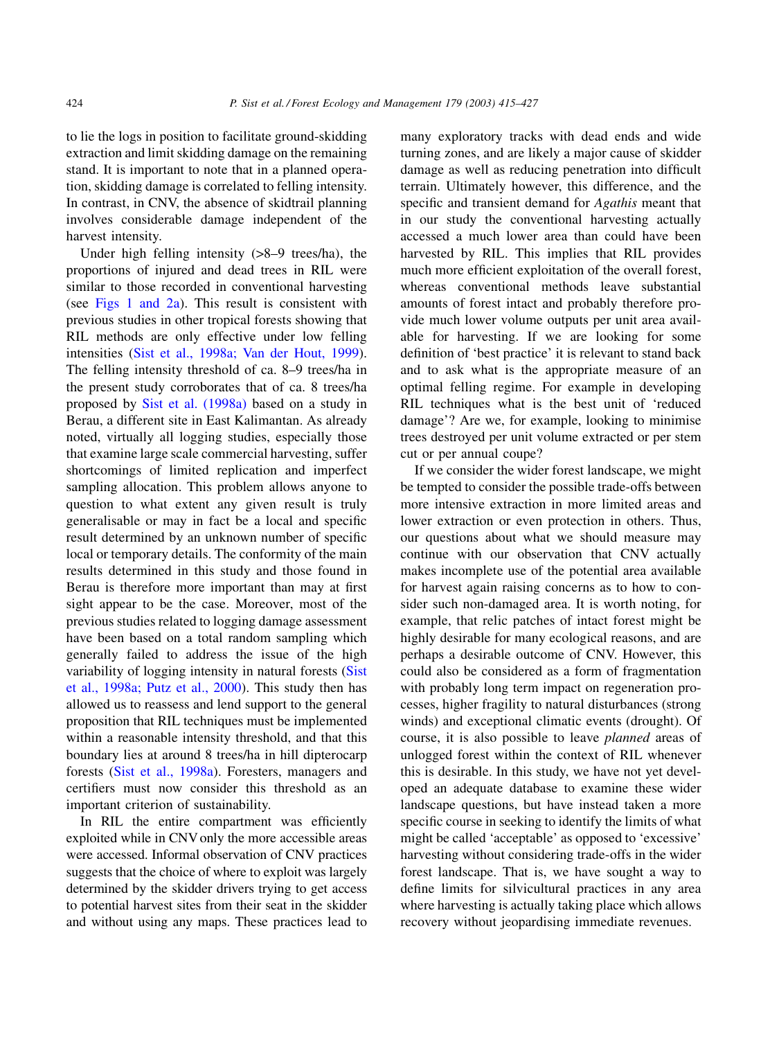to lie the logs in position to facilitate ground-skidding extraction and limit skidding damage on the remaining stand. It is important to note that in a planned operation, skidding damage is correlated to felling intensity. In contrast, in CNV, the absence of skidtrail planning involves considerable damage independent of the harvest intensity.

Under high felling intensity (>8–9 trees/ha), the proportions of injured and dead trees in RIL were similar to those recorded in conventional harvesting (see Figs 1 and 2a). This result is consistent with previous studies in other tropical forests showing that RIL methods are only effective under low felling intensities (Sist et al., 1998a; Van der Hout, 1999). The felling intensity threshold of ca. 8–9 trees/ha in the present study corroborates that of ca. 8 trees/ha proposed by Sist et al. (1998a) based on a study in Berau, a different site in East Kalimantan. As already noted, virtually all logging studies, especially those that examine large scale commercial harvesting, suffer shortcomings of limited replication and imperfect sampling allocation. This problem allows anyone to question to what extent any given result is truly generalisable or may in fact be a local and specific result determined by an unknown number of specific local or temporary details. The conformity of the main results determined in this study and those found in Berau is therefore more important than may at first sight appear to be the case. Moreover, most of the previous studies related to logging damage assessment have been based on a total random sampling which generally failed to address the issue of the high variability of logging intensity in natural forests (Sist et al., 1998a; Putz et al., 2000). This study then has allowed us to reassess and lend support to the general proposition that RIL techniques must be implemented within a reasonable intensity threshold, and that this boundary lies at around 8 trees/ha in hill dipterocarp forests (Sist et al., 1998a). Foresters, managers and certifiers must now consider this threshold as an important criterion of sustainability.

In RIL the entire compartment was efficiently exploited while in CNV only the more accessible areas were accessed. Informal observation of CNV practices suggests that the choice of where to exploit was largely determined by the skidder drivers trying to get access to potential harvest sites from their seat in the skidder and without using any maps. These practices lead to many exploratory tracks with dead ends and wide turning zones, and are likely a major cause of skidder damage as well as reducing penetration into difficult terrain. Ultimately however, this difference, and the specific and transient demand for *Agathis* meant that in our study the conventional harvesting actually accessed a much lower area than could have been harvested by RIL. This implies that RIL provides much more efficient exploitation of the overall forest, whereas conventional methods leave substantial amounts of forest intact and probably therefore provide much lower volume outputs per unit area available for harvesting. If we are looking for some definition of 'best practice' it is relevant to stand back and to ask what is the appropriate measure of an optimal felling regime. For example in developing RIL techniques what is the best unit of 'reduced damage'? Are we, for example, looking to minimise trees destroyed per unit volume extracted or per stem cut or per annual coupe?

If we consider the wider forest landscape, we might be tempted to consider the possible trade-offs between more intensive extraction in more limited areas and lower extraction or even protection in others. Thus, our questions about what we should measure may continue with our observation that CNV actually makes incomplete use of the potential area available for harvest again raising concerns as to how to consider such non-damaged area. It is worth noting, for example, that relic patches of intact forest might be highly desirable for many ecological reasons, and are perhaps a desirable outcome of CNV. However, this could also be considered as a form of fragmentation with probably long term impact on regeneration processes, higher fragility to natural disturbances (strong winds) and exceptional climatic events (drought). Of course, it is also possible to leave *planned* areas of unlogged forest within the context of RIL whenever this is desirable. In this study, we have not yet developed an adequate database to examine these wider landscape questions, but have instead taken a more specific course in seeking to identify the limits of what might be called 'acceptable' as opposed to 'excessive' harvesting without considering trade-offs in the wider forest landscape. That is, we have sought a way to define limits for silvicultural practices in any area where harvesting is actually taking place which allows recovery without jeopardising immediate revenues.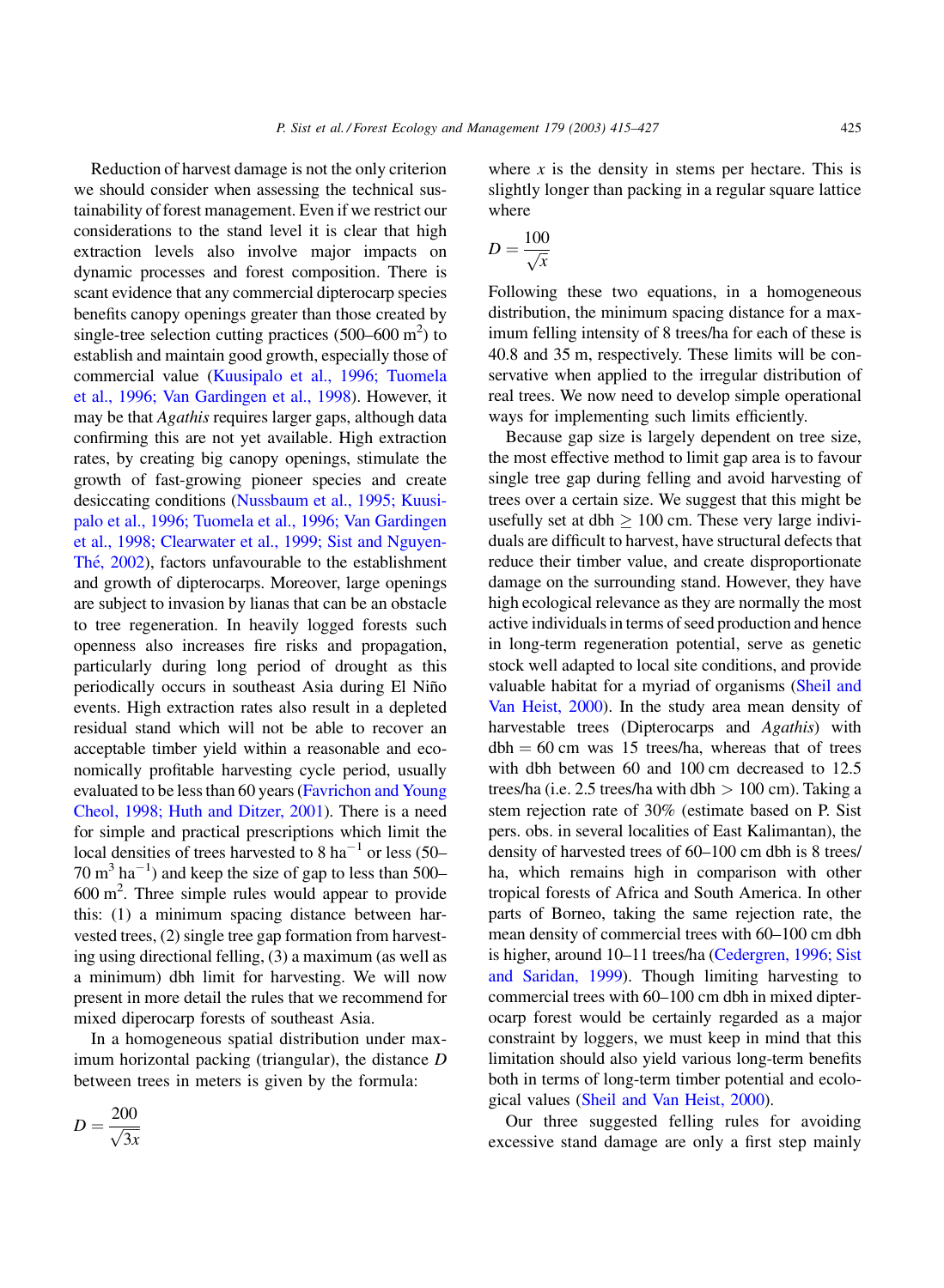Reduction of harvest damage is not the only criterion we should consider when assessing the technical sustainability of forest management. Even if we restrict our considerations to the stand level it is clear that high extraction levels also involve major impacts on dynamic processes and forest composition. There is scant evidence that any commercial dipterocarp species benefits canopy openings greater than those created by single-tree selection cutting practices (500–600 $m^2$) to establish and maintain good growth, especially those of commercial value (Kuusipalo et al., 1996; Tuomela et al., 1996; Van Gardingen et al., 1998). However, it may be that *Agathis* requires larger gaps, although data confirming this are not yet available. High extraction rates, by creating big canopy openings, stimulate the growth of fast-growing pioneer species and create desiccating conditions (Nussbaum et al., 1995; Kuusipalo et al., 1996; Tuomela et al., 1996; Van Gardingen et al., 1998; Clearwater et al., 1999; Sist and Nguyen-Thé, 2002), factors unfavourable to the establishment and growth of dipterocarps. Moreover, large openings are subject to invasion by lianas that can be an obstacle to tree regeneration. In heavily logged forests such openness also increases fire risks and propagation, particularly during long period of drought as this periodically occurs in southeast Asia during El Niño events. High extraction rates also result in a depleted residual stand which will not be able to recover an acceptable timber yield within a reasonable and economically profitable harvesting cycle period, usually evaluated to be less than 60 years (Favrichon and Young Cheol, 1998; Huth and Ditzer, 2001). There is a need for simple and practical prescriptions which limit the local densities of trees harvested to 8 $ha^{-1}$ or less (50–70 $m^3$ $ha^{-1}$) and keep the size of gap to less than 500–600 $m^2$. Three simple rules would appear to provide this: (1) a minimum spacing distance between harvested trees, (2) single tree gap formation from harvesting using directional felling, (3) a maximum (as well as a minimum) dbh limit for harvesting. We will now present in more detail the rules that we recommend for mixed diperocarp forests of southeast Asia.

In a homogeneous spatial distribution under maximum horizontal packing (triangular), the distance $D$ between trees in meters is given by the formula:

$$D = \frac{200}{\sqrt{3x}}$$

where $x$ is the density in stems per hectare. This is slightly longer than packing in a regular square lattice where

$$D = \frac{100}{\sqrt{x}}$$

Following these two equations, in a homogeneous distribution, the minimum spacing distance for a maximum felling intensity of 8 trees/ha for each of these is 40.8 and 35 m, respectively. These limits will be conservative when applied to the irregular distribution of real trees. We now need to develop simple operational ways for implementing such limits efficiently.

Because gap size is largely dependent on tree size, the most effective method to limit gap area is to favour single tree gap during felling and avoid harvesting of trees over a certain size. We suggest that this might be usefully set at dbh $\geq$ 100 cm. These very large individuals are difficult to harvest, have structural defects that reduce their timber value, and create disproportionate damage on the surrounding stand. However, they have high ecological relevance as they are normally the most active individuals in terms of seed production and hence in long-term regeneration potential, serve as genetic stock well adapted to local site conditions, and provide valuable habitat for a myriad of organisms (Sheil and Van Heist, 2000). In the study area mean density of harvestable trees (Dipterocarps and *Agathis*) with dbh = 60 cm was 15 trees/ha, whereas that of trees with dbh between 60 and 100 cm decreased to 12.5 trees/ha (i.e. 2.5 trees/ha with dbh > 100 cm). Taking a stem rejection rate of 30% (estimate based on P. Sist pers. obs. in several localities of East Kalimantan), the density of harvested trees of 60–100 cm dbh is 8 trees/ha, which remains high in comparison with other tropical forests of Africa and South America. In other parts of Borneo, taking the same rejection rate, the mean density of commercial trees with 60–100 cm dbh is higher, around 10–11 trees/ha (Cedergren, 1996; Sist and Saridan, 1999). Though limiting harvesting to commercial trees with 60–100 cm dbh in mixed dipterocarp forest would be certainly regarded as a major constraint by loggers, we must keep in mind that this limitation should also yield various long-term benefits both in terms of long-term timber potential and ecological values (Sheil and Van Heist, 2000).

Our three suggested felling rules for avoiding excessive stand damage are only a first step mainly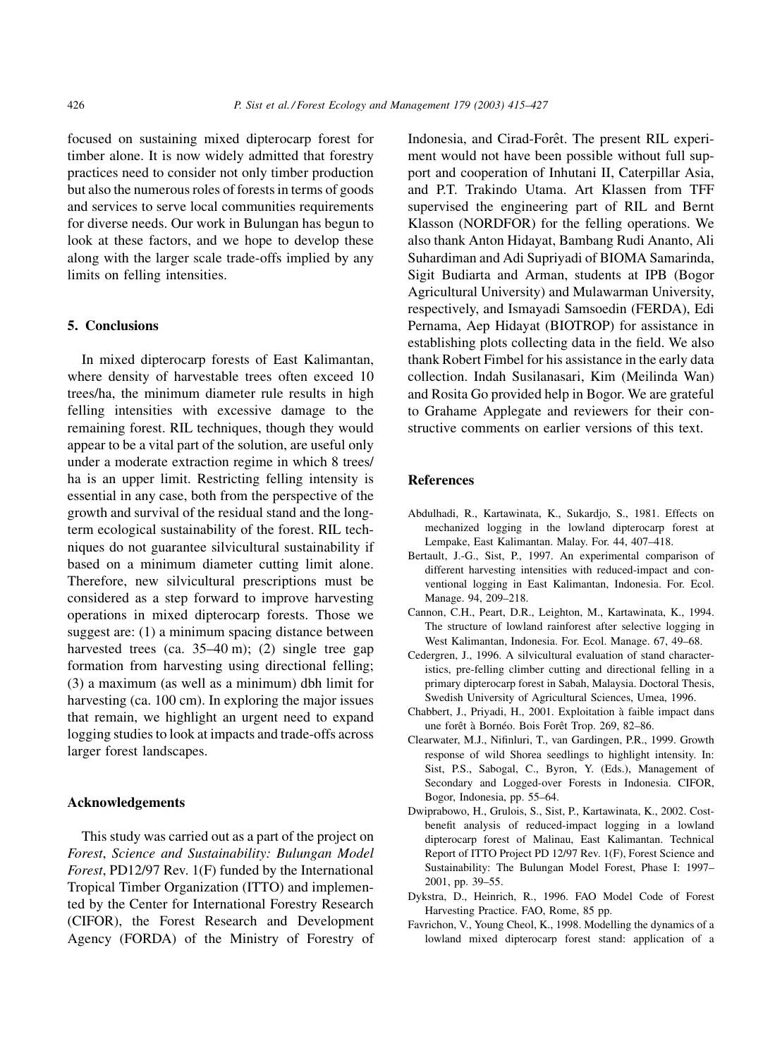focused on sustaining mixed dipterocarp forest for timber alone. It is now widely admitted that forestry practices need to consider not only timber production but also the numerous roles of forests in terms of goods and services to serve local communities requirements for diverse needs. Our work in Bulungan has begun to look at these factors, and we hope to develop these along with the larger scale trade-offs implied by any limits on felling intensities.

## 5. Conclusions

In mixed dipterocarp forests of East Kalimantan, where density of harvestable trees often exceed 10 trees/ha, the minimum diameter rule results in high felling intensities with excessive damage to the remaining forest. RIL techniques, though they would appear to be a vital part of the solution, are useful only under a moderate extraction regime in which 8 trees/ha is an upper limit. Restricting felling intensity is essential in any case, both from the perspective of the growth and survival of the residual stand and the long-term ecological sustainability of the forest. RIL techniques do not guarantee silvicultural sustainability if based on a minimum diameter cutting limit alone. Therefore, new silvicultural prescriptions must be considered as a step forward to improve harvesting operations in mixed dipterocarp forests. Those we suggest are: (1) a minimum spacing distance between harvested trees (ca. 35–40 m); (2) single tree gap formation from harvesting using directional felling; (3) a maximum (as well as a minimum) dbh limit for harvesting (ca. 100 cm). In exploring the major issues that remain, we highlight an urgent need to expand logging studies to look at impacts and trade-offs across larger forest landscapes.

## Acknowledgements

This study was carried out as a part of the project on *Forest, Science and Sustainability: Bulungan Model Forest*, PD12/97 Rev. 1(F) funded by the International Tropical Timber Organization (ITTO) and implemented by the Center for International Forestry Research (CIFOR), the Forest Research and Development Agency (FORDA) of the Ministry of Forestry of Indonesia, and Cirad-Forêt. The present RIL experiment would not have been possible without full support and cooperation of Inhutani II, Caterpillar Asia, and P.T. Trakindo Utama. Art Klassen from TFF supervised the engineering part of RIL and Bernt Klasson (NORDFOR) for the felling operations. We also thank Anton Hidayat, Bambang Rudi Ananto, Ali Suhardiman and Adi Supriyadi of BIOMA Samarinda, Sigit Budiarta and Arman, students at IPB (Bogor Agricultural University) and Mulawarman University, respectively, and Ismayadi Samsoedin (FERDA), Edi Pernama, Aep Hidayat (BIOTROP) for assistance in establishing plots collecting data in the field. We also thank Robert Fimbel for his assistance in the early data collection. Indah Susilanasari, Kim (Meilinda Wan) and Rosita Go provided help in Bogor. We are grateful to Grahame Applegate and reviewers for their constructive comments on earlier versions of this text.

## References

Abdulhadi, R., Kartawinata, K., Sukardjo, S., 1981. Effects on mechanized logging in the lowland dipterocarp forest at Lempake, East Kalimantan. Malay. For. 44, 407–418.

Bertault, J.-G., Sist, P., 1997. An experimental comparison of different harvesting intensities with reduced-impact and conventional logging in East Kalimantan, Indonesia. For. Ecol. Manage. 94, 209–218.

Cannon, C.H., Peart, D.R., Leighton, M., Kartawinata, K., 1994. The structure of lowland rainforest after selective logging in West Kalimantan, Indonesia. For. Ecol. Manage. 67, 49–68.

Cedergren, J., 1996. A silvicultural evaluation of stand characteristics, pre-felling climber cutting and directional felling in a primary dipterocarp forest in Sabah, Malaysia. Doctoral Thesis, Swedish University of Agricultural Sciences, Umea, 1996.

Chabbert, J., Priyadi, H., 2001. Exploitation à faible impact dans une forêt à Bornéo. Bois Forêt Trop. 269, 82–86.

Clearwater, M.J., Nifinluri, T., van Gardingen, P.R., 1999. Growth response of wild Shorea seedlings to highlight intensity. In: Sist, P.S., Sabogal, C., Byron, Y. (Eds.), Management of Secondary and Logged-over Forests in Indonesia. CIFOR, Bogor, Indonesia, pp. 55–64.

Dwiprabowo, H., Grulois, S., Sist, P., Kartawinata, K., 2002. Cost-benefit analysis of reduced-impact logging in a lowland dipterocarp forest of Malinau, East Kalimantan. Technical Report of ITTO Project PD 12/97 Rev. 1(F), Forest Science and Sustainability: The Bulungan Model Forest, Phase I: 1997–2001, pp. 39–55.

Dykstra, D., Heinrich, R., 1996. FAO Model Code of Forest Harvesting Practice. FAO, Rome, 85 pp.

Favrichon, V., Young Cheol, K., 1998. Modelling the dynamics of a lowland mixed dipterocarp forest stand: application of a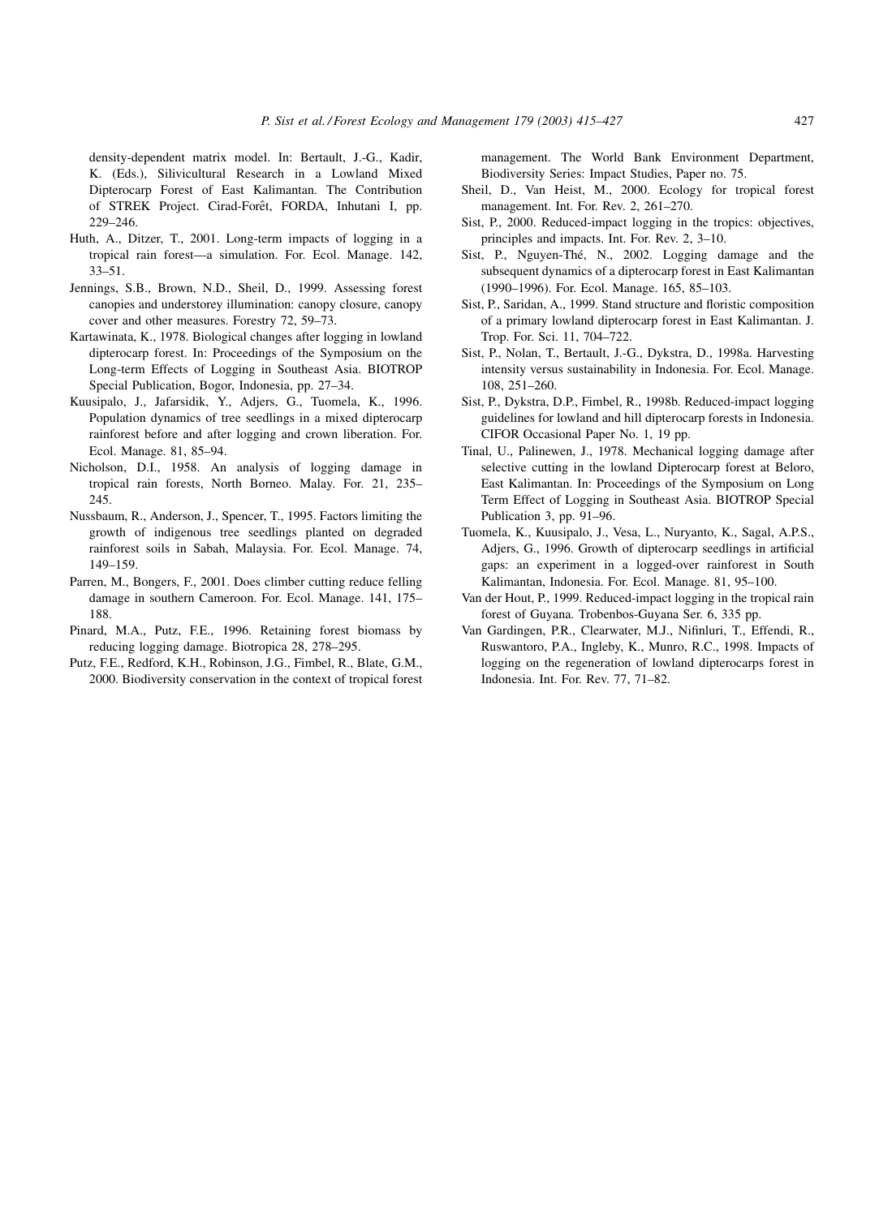density-dependent matrix model. In: Bertault, J.-G., Kadir, K. (Eds.), Silivicultural Research in a Lowland Mixed Dipterocarp Forest of East Kalimantan. The Contribution of STREK Project. Cirad-Forêt, FORDA, Inhutani I, pp. 229–246.

Huth, A., Ditzer, T., 2001. Long-term impacts of logging in a tropical rain forest—a simulation. For. Ecol. Manage. 142, 33–51.

Jennings, S.B., Brown, N.D., Sheil, D., 1999. Assessing forest canopies and understorey illumination: canopy closure, canopy cover and other measures. Forestry 72, 59–73.

Kartawinata, K., 1978. Biological changes after logging in lowland dipterocarp forest. In: Proceedings of the Symposium on the Long-term Effects of Logging in Southeast Asia. BIOTROP Special Publication, Bogor, Indonesia, pp. 27–34.

Kuusipalo, J., Jafarsidik, Y., Adjers, G., Tuomela, K., 1996. Population dynamics of tree seedlings in a mixed dipterocarp rainforest before and after logging and crown liberation. For. Ecol. Manage. 81, 85–94.

Nicholson, D.I., 1958. An analysis of logging damage in tropical rain forests, North Borneo. Malay. For. 21, 235–245.

Nussbaum, R., Anderson, J., Spencer, T., 1995. Factors limiting the growth of indigenous tree seedlings planted on degraded rainforest soils in Sabah, Malaysia. For. Ecol. Manage. 74, 149–159.

Parren, M., Bongers, F., 2001. Does climber cutting reduce felling damage in southern Cameroon. For. Ecol. Manage. 141, 175–188.

Pinard, M.A., Putz, F.E., 1996. Retaining forest biomass by reducing logging damage. Biotropica 28, 278–295.

Putz, F.E., Redford, K.H., Robinson, J.G., Fimbel, R., Blate, G.M., 2000. Biodiversity conservation in the context of tropical forest management. The World Bank Environment Department, Biodiversity Series: Impact Studies, Paper no. 75.

Sheil, D., Van Heist, M., 2000. Ecology for tropical forest management. Int. For. Rev. 2, 261–270.

Sist, P., 2000. Reduced-impact logging in the tropics: objectives, principles and impacts. Int. For. Rev. 2, 3–10.

Sist, P., Nguyen-Thé, N., 2002. Logging damage and the subsequent dynamics of a dipterocarp forest in East Kalimantan (1990–1996). For. Ecol. Manage. 165, 85–103.

Sist, P., Saridan, A., 1999. Stand structure and floristic composition of a primary lowland dipterocarp forest in East Kalimantan. J. Trop. For. Sci. 11, 704–722.

Sist, P., Nolan, T., Bertault, J.-G., Dykstra, D., 1998a. Harvesting intensity versus sustainability in Indonesia. For. Ecol. Manage. 108, 251–260.

Sist, P., Dykstra, D.P., Fimbel, R., 1998b. Reduced-impact logging guidelines for lowland and hill dipterocarp forests in Indonesia. CIFOR Occasional Paper No. 1, 19 pp.

Tinal, U., Palinewen, J., 1978. Mechanical logging damage after selective cutting in the lowland Dipterocarp forest at Beloro, East Kalimantan. In: Proceedings of the Symposium on Long Term Effect of Logging in Southeast Asia. BIOTROP Special Publication 3, pp. 91–96.

Tuomela, K., Kuusipalo, J., Vesa, L., Nuryanto, K., Sagal, A.P.S., Adjers, G., 1996. Growth of dipterocarp seedlings in artificial gaps: an experiment in a logged-over rainforest in South Kalimantan, Indonesia. For. Ecol. Manage. 81, 95–100.

Van der Hout, P., 1999. Reduced-impact logging in the tropical rain forest of Guyana. Trobenbos-Guyana Ser. 6, 335 pp.

Van Gardingen, P.R., Clearwater, M.J., Nifinluri, T., Effendi, R., Ruswantoro, P.A., Ingleby, K., Munro, R.C., 1998. Impacts of logging on the regeneration of lowland dipterocarps forest in Indonesia. Int. For. Rev. 77, 71–82.